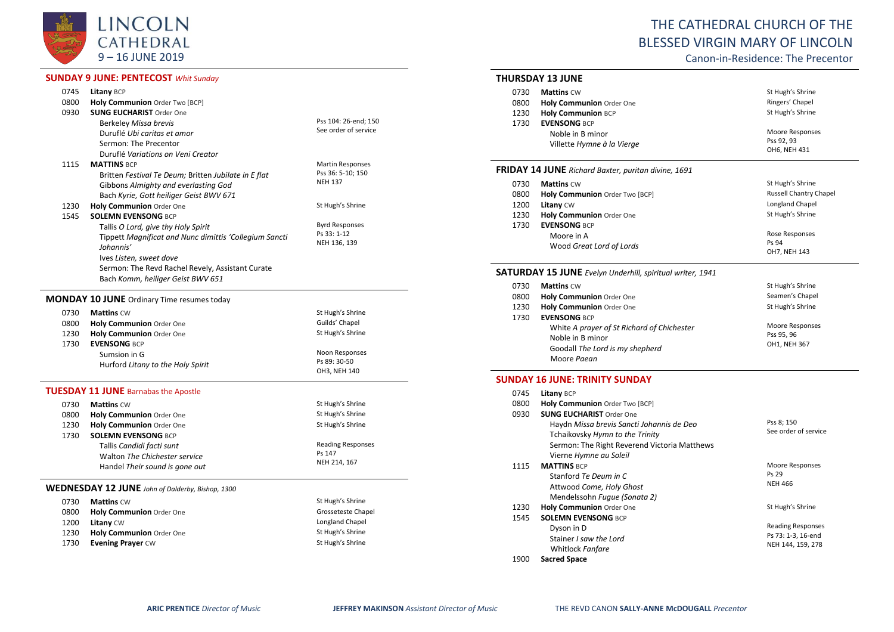# LINCOLN CATHEDRAL

9 – 16 JUNE 2019

# THE CATHEDRAL CHURCH OF THE BLESSED VIRGIN MARY OF LINCOLN

Canon-in-Residence: The Precentor

## SUNDAY 9 JUNE: PENTECOST *Whit Sunday*

| | | |
|---|---|---|
| 0745 | **Litany** BCP | |
| 0800 | **Holy Communion** Order Two [BCP] | |
| 0930 | **SUNG EUCHARIST** Order One<br>Berkeley *Missa brevis*<br>Duruflé *Ubi caritas et amor*<br>Sermon: The Precentor<br>Duruflé *Variations on Veni Creator* | Pss 104: 26-end; 150<br>See order of service |
| 1115 | **MATTINS** BCP<br>Britten *Festival Te Deum;* Britten *Jubilate in E flat*<br>Gibbons *Almighty and everlasting God*<br>Bach *Kyrie, Gott heiliger Geist BWV 671* | Martin Responses<br>Pss 36: 5-10; 150<br>NEH 137 |
| 1230 | **Holy Communion** Order One | St Hugh's Shrine |
| 1545 | **SOLEMN EVENSONG** BCP<br>Tallis *O Lord, give thy Holy Spirit*<br>Tippett *Magnificat and Nunc dimittis 'Collegium Sancti Johannis'*<br>Ives *Listen, sweet dove*<br>Sermon: The Revd Rachel Revely, Assistant Curate<br>Bach *Komm, heiliger Geist BWV 651* | Byrd Responses<br>Ps 33: 1-12<br>NEH 136, 139 |

## MONDAY 10 JUNE Ordinary Time resumes today

| | | |
|---|---|---|
| 0730 | **Mattins** CW | St Hugh's Shrine |
| 0800 | **Holy Communion** Order One | Guilds' Chapel |
| 1230 | **Holy Communion** Order One | St Hugh's Shrine |
| 1730 | **EVENSONG** BCP<br>Sumsion in G<br>Hurford *Litany to the Holy Spirit* | Noon Responses<br>Ps 89: 30-50<br>OH3, NEH 140 |

## TUESDAY 11 JUNE Barnabas the Apostle

| | | |
|---|---|---|
| 0730 | **Mattins** CW | St Hugh's Shrine |
| 0800 | **Holy Communion** Order One | St Hugh's Shrine |
| 1230 | **Holy Communion** Order One | St Hugh's Shrine |
| 1730 | **SOLEMN EVENSONG** BCP<br>Tallis *Candidi facti sunt*<br>Walton *The Chichester service*<br>Handel *Their sound is gone out* | Reading Responses<br>Ps 147<br>NEH 214, 167 |

## WEDNESDAY 12 JUNE *John of Dalderby, Bishop, 1300*

| | | |
|---|---|---|
| 0730 | **Mattins** CW | St Hugh's Shrine |
| 0800 | **Holy Communion** Order One | Grosseteste Chapel |
| 1200 | **Litany** CW | Longland Chapel |
| 1230 | **Holy Communion** Order One | St Hugh's Shrine |
| 1730 | **Evening Prayer** CW | St Hugh's Shrine |

## THURSDAY 13 JUNE

| | | |
|---|---|---|
| 0730 | **Mattins** CW | St Hugh's Shrine |
| 0800 | **Holy Communion** Order One | Ringers' Chapel |
| 1230 | **Holy Communion** BCP | St Hugh's Shrine |
| 1730 | **EVENSONG** BCP<br>Noble in B minor<br>Villette *Hymne à la Vierge* | Moore Responses<br>Pss 92, 93<br>OH6, NEH 431 |

## FRIDAY 14 JUNE *Richard Baxter, puritan divine, 1691*

| | | |
|---|---|---|
| 0730 | **Mattins** CW | St Hugh's Shrine |
| 0800 | **Holy Communion** Order Two [BCP] | Russell Chantry Chapel |
| 1200 | **Litany** CW | Longland Chapel |
| 1230 | **Holy Communion** Order One | St Hugh's Shrine |
| 1730 | **EVENSONG** BCP<br>Moore in A<br>Wood *Great Lord of Lords* | Rose Responses<br>Ps 94<br>OH7, NEH 143 |

## SATURDAY 15 JUNE *Evelyn Underhill, spiritual writer, 1941*

| | | |
|---|---|---|
| 0730 | **Mattins** CW | St Hugh's Shrine |
| 0800 | **Holy Communion** Order One | Seamen's Chapel |
| 1230 | **Holy Communion** Order One | St Hugh's Shrine |
| 1730 | **EVENSONG** BCP<br>White *A prayer of St Richard of Chichester*<br>Noble in B minor<br>Goodall *The Lord is my shepherd*<br>Moore *Paean* | Moore Responses<br>Pss 95, 96<br>OH1, NEH 367 |

## SUNDAY 16 JUNE: TRINITY SUNDAY

| | | |
|---|---|---|
| 0745 | **Litany** BCP | |
| 0800 | **Holy Communion** Order Two [BCP] | |
| 0930 | **SUNG EUCHARIST** Order One<br>Haydn *Missa brevis Sancti Johannis de Deo*<br>Tchaikovsky *Hymn to the Trinity*<br>Sermon: The Right Reverend Victoria Matthews<br>Vierne *Hymne au Soleil* | Pss 8; 150<br>See order of service |
| 1115 | **MATTINS** BCP<br>Stanford *Te Deum in C*<br>Attwood *Come, Holy Ghost*<br>Mendelssohn *Fugue (Sonata 2)* | Moore Responses<br>Ps 29<br>NEH 466 |
| 1230 | **Holy Communion** Order One | St Hugh's Shrine |
| 1545 | **SOLEMN EVENSONG** BCP<br>Dyson in D<br>Stainer *I saw the Lord*<br>Whitlock *Fanfare* | Reading Responses<br>Ps 73: 1-3, 16-end<br>NEH 144, 159, 278 |
| 1900 | **Sacred Space** | |

**ARIC PRENTICE** *Director of Music* **JEFFREY MAKINSON** *Assistant Director of Music* THE REVD CANON **SALLY-ANNE McDOUGALL** *Precentor*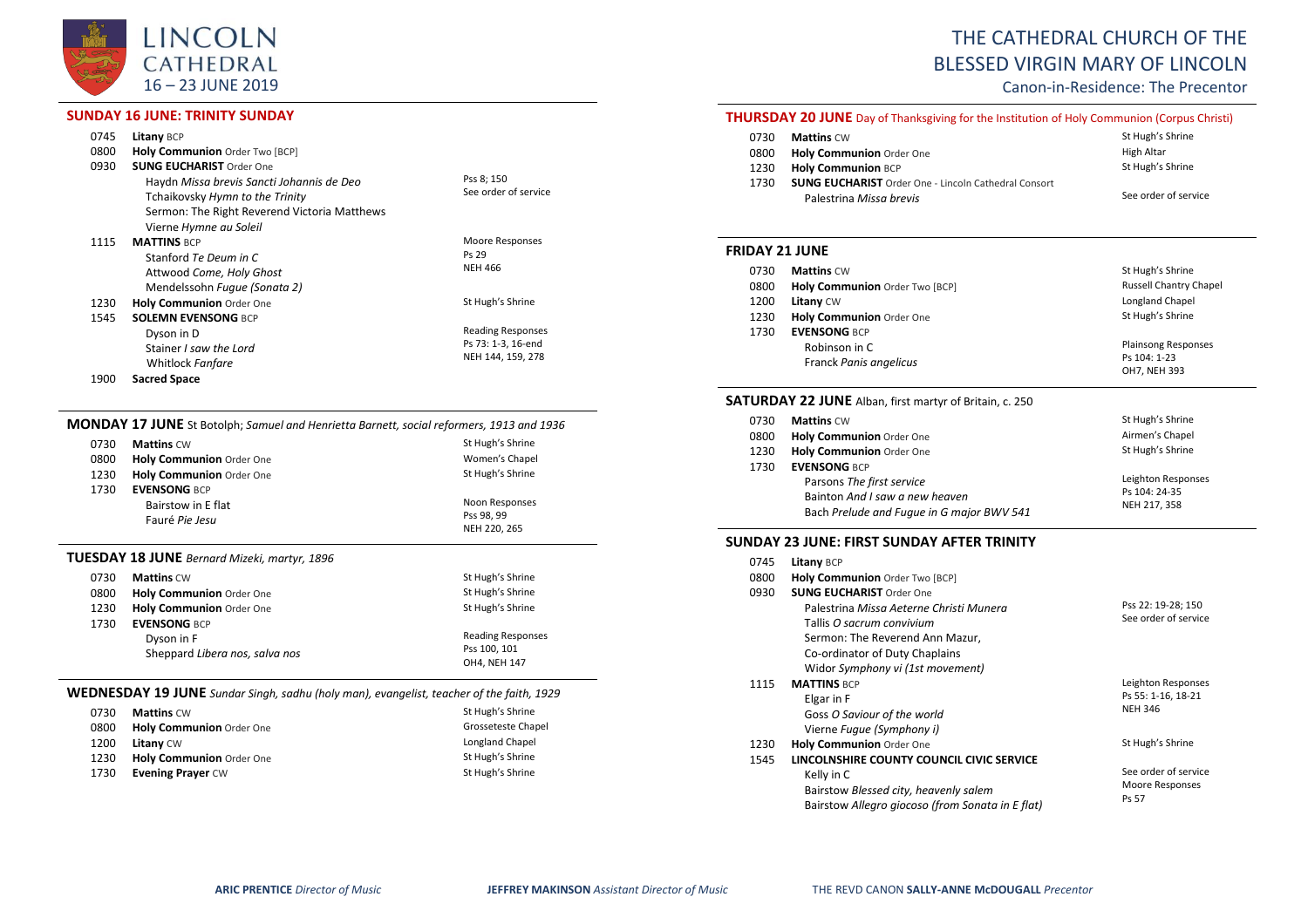# LINCOLN CATHEDRAL
16 – 23 JUNE 2019

# THE CATHEDRAL CHURCH OF THE BLESSED VIRGIN MARY OF LINCOLN

Canon-in-Residence: The Precentor

## SUNDAY 16 JUNE: TRINITY SUNDAY

| | | |
|---|---|---|
| 0745 | **Litany** BCP | |
| 0800 | **Holy Communion** Order Two [BCP] | |
| 0930 | **SUNG EUCHARIST** Order One | |
| | Haydn *Missa brevis Sancti Johannis de Deo* | Pss 8; 150 |
| | Tchaikovsky *Hymn to the Trinity* | See order of service |
| | Sermon: The Right Reverend Victoria Matthews | |
| | Vierne *Hymne au Soleil* | |
| 1115 | **MATTINS** BCP | Moore Responses |
| | Stanford *Te Deum in C* | Ps 29 |
| | Attwood *Come, Holy Ghost* | NEH 466 |
| | Mendelssohn *Fugue (Sonata 2)* | |
| 1230 | **Holy Communion** Order One | St Hugh's Shrine |
| 1545 | **SOLEMN EVENSONG** BCP | |
| | Dyson in D | Reading Responses |
| | Stainer *I saw the Lord* | Ps 73: 1-3, 16-end |
| | Whitlock *Fanfare* | NEH 144, 159, 278 |
| 1900 | **Sacred Space** | |

## MONDAY 17 JUNE St Botolph; *Samuel and Henrietta Barnett, social reformers, 1913 and 1936*

| | | |
|---|---|---|
| 0730 | **Mattins** CW | St Hugh's Shrine |
| 0800 | **Holy Communion** Order One | Women's Chapel |
| 1230 | **Holy Communion** Order One | St Hugh's Shrine |
| 1730 | **EVENSONG** BCP | |
| | Bairstow in E flat | Noon Responses |
| | Fauré *Pie Jesu* | Pss 98, 99 |
| | | NEH 220, 265 |

## TUESDAY 18 JUNE *Bernard Mizeki, martyr, 1896*

| | | |
|---|---|---|
| 0730 | **Mattins** CW | St Hugh's Shrine |
| 0800 | **Holy Communion** Order One | St Hugh's Shrine |
| 1230 | **Holy Communion** Order One | St Hugh's Shrine |
| 1730 | **EVENSONG** BCP | |
| | Dyson in F | Reading Responses |
| | Sheppard *Libera nos, salva nos* | Pss 100, 101 |
| | | OH4, NEH 147 |

## WEDNESDAY 19 JUNE *Sundar Singh, sadhu (holy man), evangelist, teacher of the faith, 1929*

| | | |
|---|---|---|
| 0730 | **Mattins** CW | St Hugh's Shrine |
| 0800 | **Holy Communion** Order One | Grosseteste Chapel |
| 1200 | **Litany** CW | Longland Chapel |
| 1230 | **Holy Communion** Order One | St Hugh's Shrine |
| 1730 | **Evening Prayer** CW | St Hugh's Shrine |

## THURSDAY 20 JUNE Day of Thanksgiving for the Institution of Holy Communion (Corpus Christi)

| | | |
|---|---|---|
| 0730 | **Mattins** CW | St Hugh's Shrine |
| 0800 | **Holy Communion** Order One | High Altar |
| 1230 | **Holy Communion** BCP | St Hugh's Shrine |
| 1730 | **SUNG EUCHARIST** Order One - Lincoln Cathedral Consort | |
| | Palestrina *Missa brevis* | See order of service |

## FRIDAY 21 JUNE

| | | |
|---|---|---|
| 0730 | **Mattins** CW | St Hugh's Shrine |
| 0800 | **Holy Communion** Order Two [BCP] | Russell Chantry Chapel |
| 1200 | **Litany** CW | Longland Chapel |
| 1230 | **Holy Communion** Order One | St Hugh's Shrine |
| 1730 | **EVENSONG** BCP | |
| | Robinson in C | Plainsong Responses |
| | Franck *Panis angelicus* | Ps 104: 1-23 |
| | | OH7, NEH 393 |

## SATURDAY 22 JUNE Alban, first martyr of Britain, c. 250

| | | |
|---|---|---|
| 0730 | **Mattins** CW | St Hugh's Shrine |
| 0800 | **Holy Communion** Order One | Airmen's Chapel |
| 1230 | **Holy Communion** Order One | St Hugh's Shrine |
| 1730 | **EVENSONG** BCP | |
| | Parsons *The first service* | Leighton Responses |
| | Bainton *And I saw a new heaven* | Ps 104: 24-35 |
| | Bach *Prelude and Fugue in G major BWV 541* | NEH 217, 358 |

## SUNDAY 23 JUNE: FIRST SUNDAY AFTER TRINITY

| | | |
|---|---|---|
| 0745 | **Litany** BCP | |
| 0800 | **Holy Communion** Order Two [BCP] | |
| 0930 | **SUNG EUCHARIST** Order One | |
| | Palestrina *Missa Aeterne Christi Munera* | Pss 22: 19-28; 150 |
| | Tallis *O sacrum convivium* | See order of service |
| | Sermon: The Reverend Ann Mazur, Co-ordinator of Duty Chaplains | |
| | Widor *Symphony vi (1st movement)* | |
| 1115 | **MATTINS** BCP | Leighton Responses |
| | Elgar in F | Ps 55: 1-16, 18-21 |
| | Goss *O Saviour of the world* | NEH 346 |
| | Vierne *Fugue (Symphony i)* | |
| 1230 | **Holy Communion** Order One | St Hugh's Shrine |
| 1545 | **LINCOLNSHIRE COUNTY COUNCIL CIVIC SERVICE** | |
| | Kelly in C | See order of service |
| | Bairstow *Blessed city, heavenly salem* | Moore Responses |
| | Bairstow *Allegro giocoso (from Sonata in E flat)* | Ps 57 |

**ARIC PRENTICE** *Director of Music* **JEFFREY MAKINSON** *Assistant Director of Music* THE REVD CANON **SALLY-ANNE McDOUGALL** *Precentor*